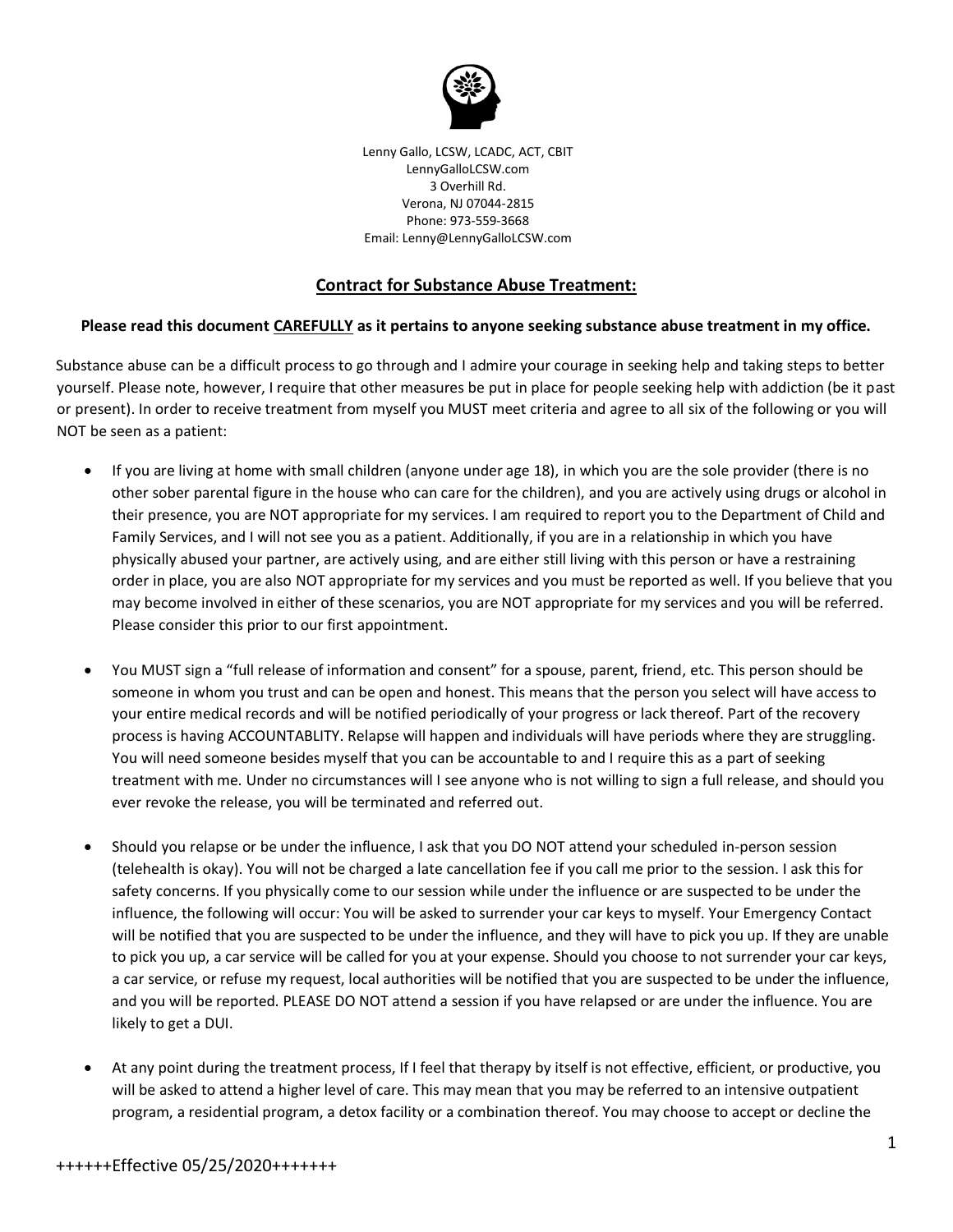Lenny Gallo, LCSW, LCADC, ACT, CBIT
LennyGalloLCSW.com
3 Overhill Rd.
Verona, NJ 07044-2815
Phone: 973-559-3668
Email: Lenny@LennyGalloLCSW.com

## Contract for Substance Abuse Treatment:

**Please read this document CAREFULLY as it pertains to anyone seeking substance abuse treatment in my office.**

Substance abuse can be a difficult process to go through and I admire your courage in seeking help and taking steps to better yourself. Please note, however, I require that other measures be put in place for people seeking help with addiction (be it past or present). In order to receive treatment from myself you MUST meet criteria and agree to all six of the following or you will NOT be seen as a patient:

- If you are living at home with small children (anyone under age 18), in which you are the sole provider (there is no other sober parental figure in the house who can care for the children), and you are actively using drugs or alcohol in their presence, you are NOT appropriate for my services. I am required to report you to the Department of Child and Family Services, and I will not see you as a patient. Additionally, if you are in a relationship in which you have physically abused your partner, are actively using, and are either still living with this person or have a restraining order in place, you are also NOT appropriate for my services and you must be reported as well. If you believe that you may become involved in either of these scenarios, you are NOT appropriate for my services and you will be referred. Please consider this prior to our first appointment.

- You MUST sign a "full release of information and consent" for a spouse, parent, friend, etc. This person should be someone in whom you trust and can be open and honest. This means that the person you select will have access to your entire medical records and will be notified periodically of your progress or lack thereof. Part of the recovery process is having ACCOUNTABLITY. Relapse will happen and individuals will have periods where they are struggling. You will need someone besides myself that you can be accountable to and I require this as a part of seeking treatment with me. Under no circumstances will I see anyone who is not willing to sign a full release, and should you ever revoke the release, you will be terminated and referred out.

- Should you relapse or be under the influence, I ask that you DO NOT attend your scheduled in-person session (telehealth is okay). You will not be charged a late cancellation fee if you call me prior to the session. I ask this for safety concerns. If you physically come to our session while under the influence or are suspected to be under the influence, the following will occur: You will be asked to surrender your car keys to myself. Your Emergency Contact will be notified that you are suspected to be under the influence, and they will have to pick you up. If they are unable to pick you up, a car service will be called for you at your expense. Should you choose to not surrender your car keys, a car service, or refuse my request, local authorities will be notified that you are suspected to be under the influence, and you will be reported. PLEASE DO NOT attend a session if you have relapsed or are under the influence. You are likely to get a DUI.

- At any point during the treatment process, If I feel that therapy by itself is not effective, efficient, or productive, you will be asked to attend a higher level of care. This may mean that you may be referred to an intensive outpatient program, a residential program, a detox facility or a combination thereof. You may choose to accept or decline the

++++++Effective 05/25/2020+++++++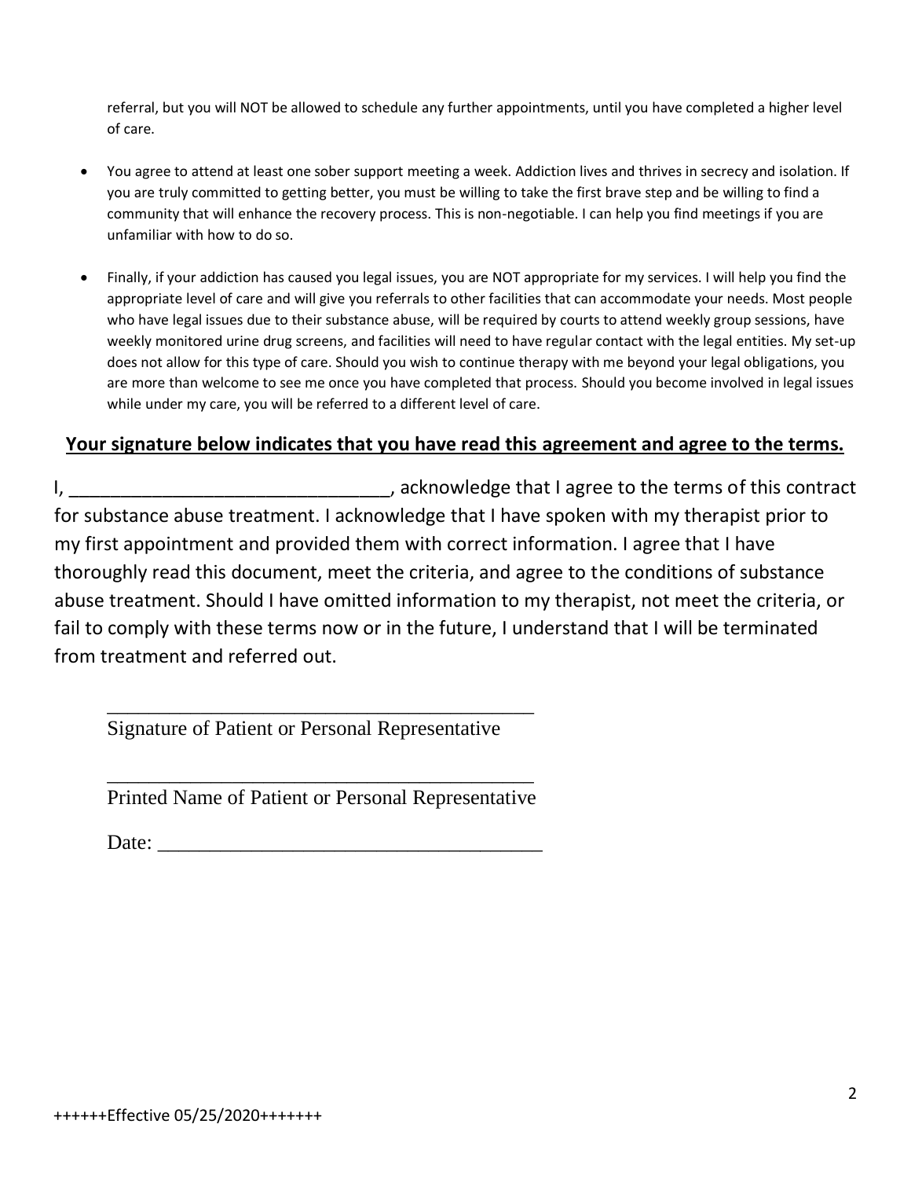referral, but you will NOT be allowed to schedule any further appointments, until you have completed a higher level of care.

- You agree to attend at least one sober support meeting a week. Addiction lives and thrives in secrecy and isolation. If you are truly committed to getting better, you must be willing to take the first brave step and be willing to find a community that will enhance the recovery process. This is non-negotiable. I can help you find meetings if you are unfamiliar with how to do so.

- Finally, if your addiction has caused you legal issues, you are NOT appropriate for my services. I will help you find the appropriate level of care and will give you referrals to other facilities that can accommodate your needs. Most people who have legal issues due to their substance abuse, will be required by courts to attend weekly group sessions, have weekly monitored urine drug screens, and facilities will need to have regular contact with the legal entities. My set-up does not allow for this type of care. Should you wish to continue therapy with me beyond your legal obligations, you are more than welcome to see me once you have completed that process. Should you become involved in legal issues while under my care, you will be referred to a different level of care.

**Your signature below indicates that you have read this agreement and agree to the terms.**

I, ________________________________, acknowledge that I agree to the terms of this contract for substance abuse treatment. I acknowledge that I have spoken with my therapist prior to my first appointment and provided them with correct information. I agree that I have thoroughly read this document, meet the criteria, and agree to the conditions of substance abuse treatment. Should I have omitted information to my therapist, not meet the criteria, or fail to comply with these terms now or in the future, I understand that I will be terminated from treatment and referred out.

_________________________________________
Signature of Patient or Personal Representative

_________________________________________
Printed Name of Patient or Personal Representative

Date: _____________________________________

++++++Effective 05/25/2020+++++++